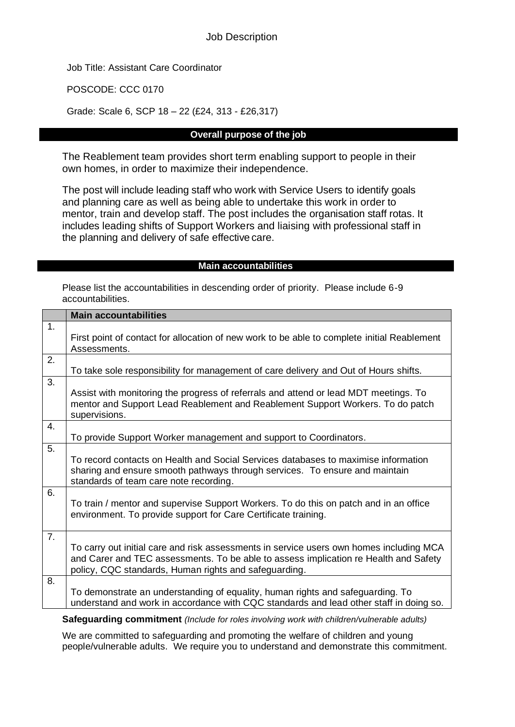# Job Description

Job Title: Assistant Care Coordinator

POSCODE: CCC 0170

Grade: Scale 6, SCP 18 – 22 (£24, 313 - £26,317)

## Overall purpose of the job

The Reablement team provides short term enabling support to people in their own homes, in order to maximize their independence.

The post will include leading staff who work with Service Users to identify goals and planning care as well as being able to undertake this work in order to mentor, train and develop staff. The post includes the organisation staff rotas. It includes leading shifts of Support Workers and liaising with professional staff in the planning and delivery of safe effective care.

## Main accountabilities

Please list the accountabilities in descending order of priority. Please include 6-9 accountabilities.

| | Main accountabilities |
|---|---|
| 1. | First point of contact for allocation of new work to be able to complete initial Reablement Assessments. |
| 2. | To take sole responsibility for management of care delivery and Out of Hours shifts. |
| 3. | Assist with monitoring the progress of referrals and attend or lead MDT meetings. To mentor and Support Lead Reablement and Reablement Support Workers. To do patch supervisions. |
| 4. | To provide Support Worker management and support to Coordinators. |
| 5. | To record contacts on Health and Social Services databases to maximise information sharing and ensure smooth pathways through services. To ensure and maintain standards of team care note recording. |
| 6. | To train / mentor and supervise Support Workers. To do this on patch and in an office environment. To provide support for Care Certificate training. |
| 7. | To carry out initial care and risk assessments in service users own homes including MCA and Carer and TEC assessments. To be able to assess implication re Health and Safety policy, CQC standards, Human rights and safeguarding. |
| 8. | To demonstrate an understanding of equality, human rights and safeguarding. To understand and work in accordance with CQC standards and lead other staff in doing so. |

**Safeguarding commitment** *(Include for roles involving work with children/vulnerable adults)*

We are committed to safeguarding and promoting the welfare of children and young people/vulnerable adults. We require you to understand and demonstrate this commitment.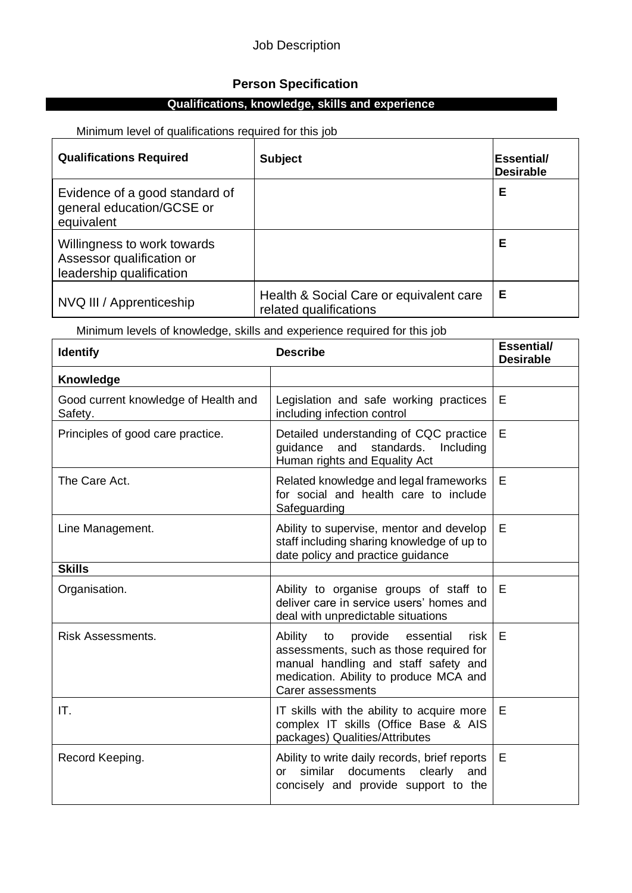Job Description

## Person Specification

### Qualifications, knowledge, skills and experience

Minimum level of qualifications required for this job

| Qualifications Required | Subject | Essential/ Desirable |
|---|---|---|
| Evidence of a good standard of general education/GCSE or equivalent | | **E** |
| Willingness to work towards Assessor qualification or leadership qualification | | **E** |
| NVQ III / Apprenticeship | Health & Social Care or equivalent care related qualifications | **E** |

Minimum levels of knowledge, skills and experience required for this job

| Identify | Describe | Essential/ Desirable |
|---|---|---|
| **Knowledge** | | |
| Good current knowledge of Health and Safety. | Legislation and safe working practices including infection control | E |
| Principles of good care practice. | Detailed understanding of CQC practice guidance and standards. Including Human rights and Equality Act | E |
| The Care Act. | Related knowledge and legal frameworks for social and health care to include Safeguarding | E |
| Line Management. | Ability to supervise, mentor and develop staff including sharing knowledge of up to date policy and practice guidance | E |
| **Skills** | | |
| Organisation. | Ability to organise groups of staff to deliver care in service users' homes and deal with unpredictable situations | E |
| Risk Assessments. | Ability to provide essential risk assessments, such as those required for manual handling and staff safety and medication. Ability to produce MCA and Carer assessments | E |
| IT. | IT skills with the ability to acquire more complex IT skills (Office Base & AIS packages) Qualities/Attributes | E |
| Record Keeping. | Ability to write daily records, brief reports or similar documents clearly and concisely and provide support to the | E |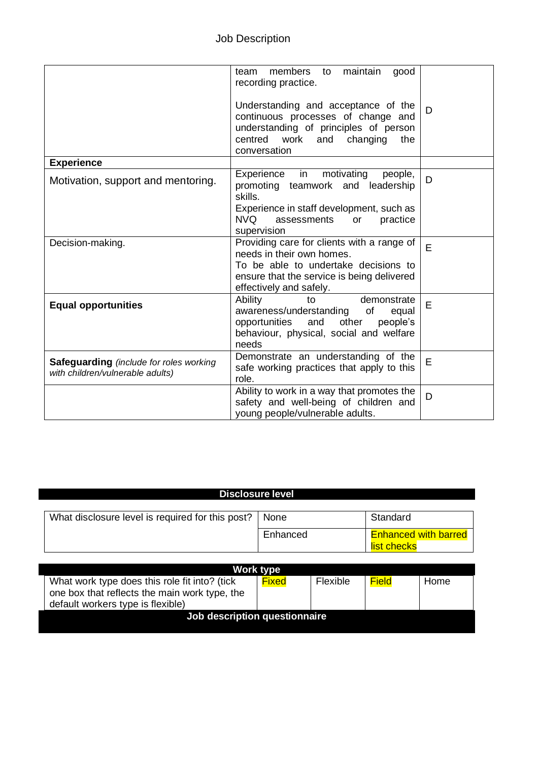| | | |
|---|---|---|
| | team members to maintain good recording practice.<br><br>Understanding and acceptance of the continuous processes of change and understanding of principles of person centred work and changing the conversation | D |
| **Experience** | | |
| Motivation, support and mentoring. | Experience in motivating people, promoting teamwork and leadership skills.<br>Experience in staff development, such as NVQ assessments or practice supervision | D |
| Decision-making. | Providing care for clients with a range of needs in their own homes.<br>To be able to undertake decisions to ensure that the service is being delivered effectively and safely. | E |
| **Equal opportunities** | Ability to demonstrate awareness/understanding of equal opportunities and other people's behaviour, physical, social and welfare needs | E |
| **Safeguarding** *(include for roles working with children/vulnerable adults)* | Demonstrate an understanding of the safe working practices that apply to this role. | E |
| | Ability to work in a way that promotes the safety and well-being of children and young people/vulnerable adults. | D |

## Disclosure level

| | | |
|---|---|---|
| What disclosure level is required for this post? | None | Standard |
| | Enhanced | Enhanced with barred list checks |

## Work type

| | | | | |
|---|---|---|---|---|
| What work type does this role fit into? (tick one box that reflects the main work type, the default workers type is flexible) | Fixed | Flexible | Field | Home |

## Job description questionnaire